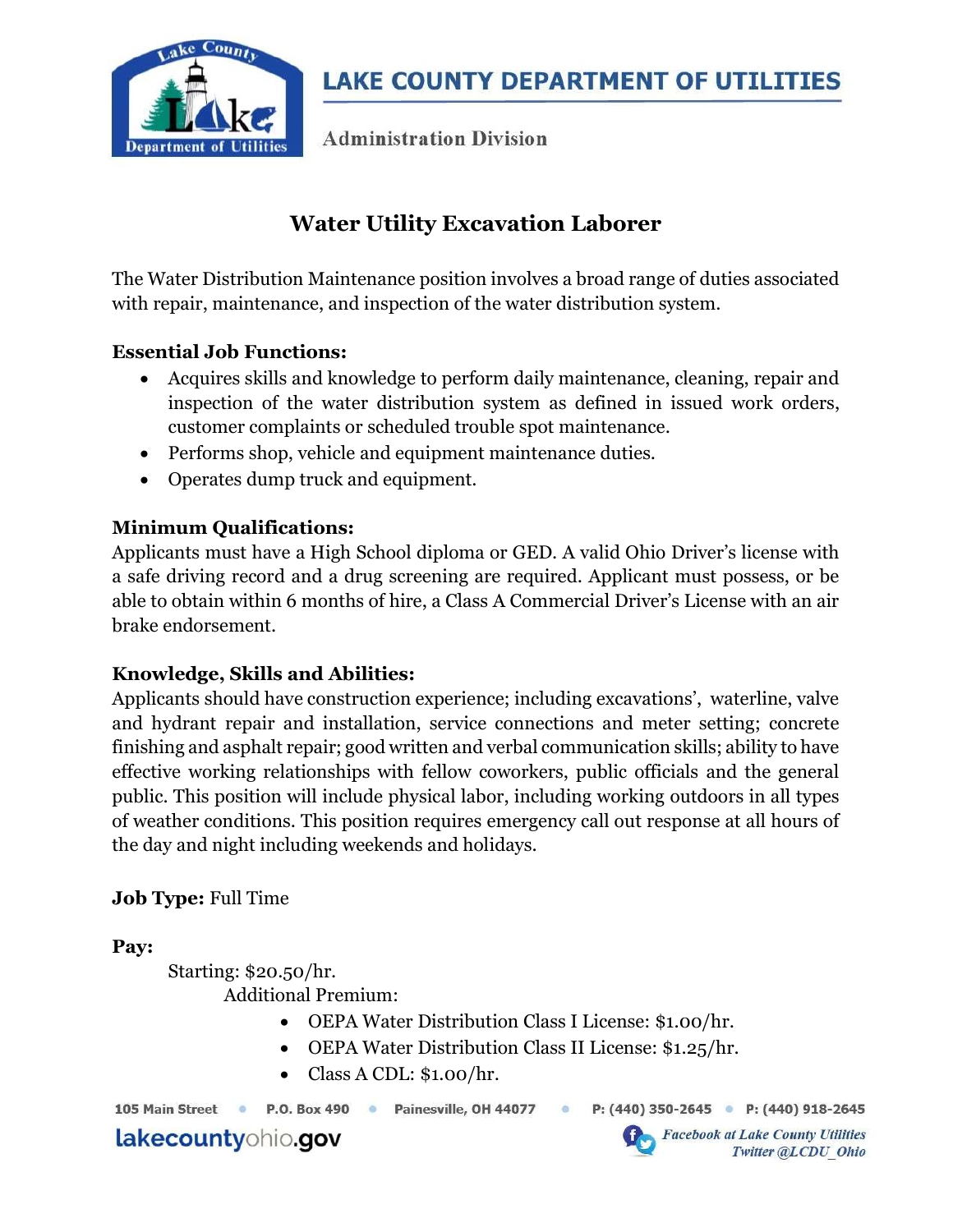# LAKE COUNTY DEPARTMENT OF UTILITIES

Administration Division

## Water Utility Excavation Laborer

The Water Distribution Maintenance position involves a broad range of duties associated with repair, maintenance, and inspection of the water distribution system.

**Essential Job Functions:**

- Acquires skills and knowledge to perform daily maintenance, cleaning, repair and inspection of the water distribution system as defined in issued work orders, customer complaints or scheduled trouble spot maintenance.
- Performs shop, vehicle and equipment maintenance duties.
- Operates dump truck and equipment.

**Minimum Qualifications:**

Applicants must have a High School diploma or GED. A valid Ohio Driver's license with a safe driving record and a drug screening are required. Applicant must possess, or be able to obtain within 6 months of hire, a Class A Commercial Driver's License with an air brake endorsement.

**Knowledge, Skills and Abilities:**

Applicants should have construction experience; including excavations', waterline, valve and hydrant repair and installation, service connections and meter setting; concrete finishing and asphalt repair; good written and verbal communication skills; ability to have effective working relationships with fellow coworkers, public officials and the general public. This position will include physical labor, including working outdoors in all types of weather conditions. This position requires emergency call out response at all hours of the day and night including weekends and holidays.

**Job Type:** Full Time

**Pay:**

Starting: $20.50/hr.

Additional Premium:

- OEPA Water Distribution Class I License: $1.00/hr.
- OEPA Water Distribution Class II License: $1.25/hr.
- Class A CDL: $1.00/hr.

105 Main Street • P.O. Box 490 • Painesville, OH 44077 • P: (440) 350-2645 • P: (440) 918-2645

lakecountyohio.gov

*Facebook at Lake County Utilities*
*Twitter @LCDU_Ohio*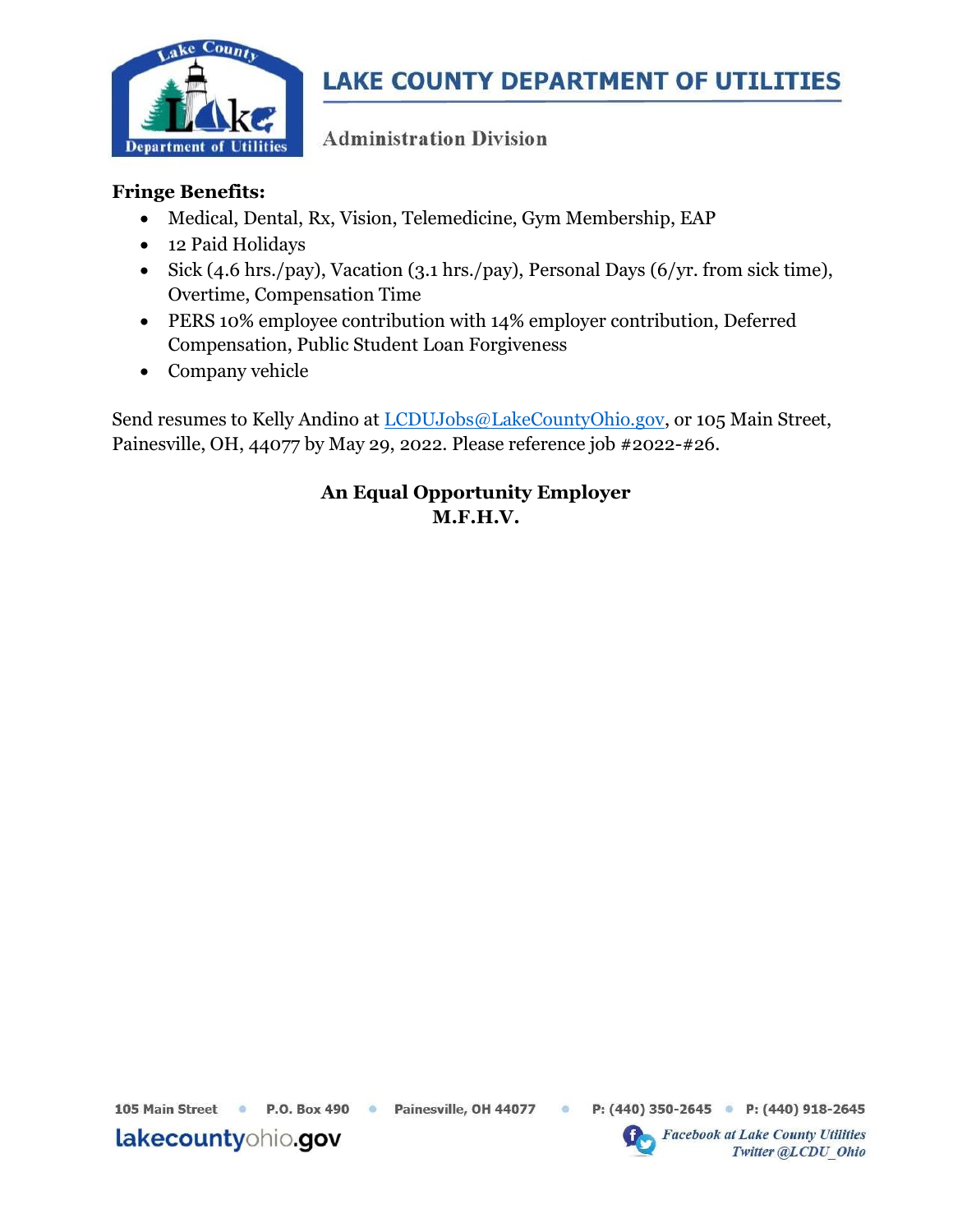**Fringe Benefits:**

- Medical, Dental, Rx, Vision, Telemedicine, Gym Membership, EAP
- 12 Paid Holidays
- Sick (4.6 hrs./pay), Vacation (3.1 hrs./pay), Personal Days (6/yr. from sick time), Overtime, Compensation Time
- PERS 10% employee contribution with 14% employer contribution, Deferred Compensation, Public Student Loan Forgiveness
- Company vehicle

Send resumes to Kelly Andino at LCDUJobs@LakeCountyOhio.gov, or 105 Main Street, Painesville, OH, 44077 by May 29, 2022. Please reference job #2022-#26.

**An Equal Opportunity Employer**
**M.F.H.V.**